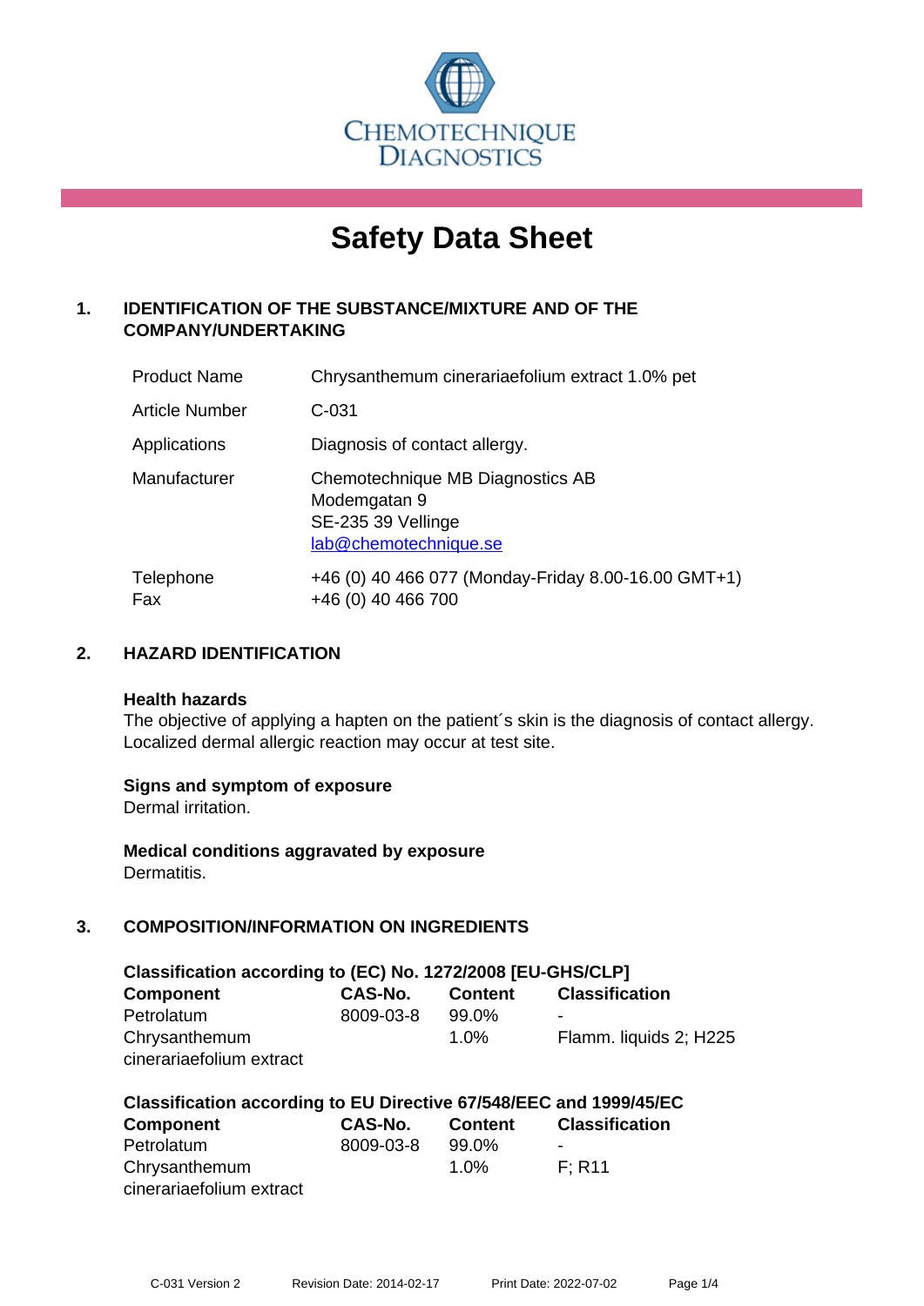CHEMOTECHNIQUE DIAGNOSTICS

# Safety Data Sheet

## 1. IDENTIFICATION OF THE SUBSTANCE/MIXTURE AND OF THE COMPANY/UNDERTAKING

| | |
|---|---|
| Product Name | Chrysanthemum cinerariaefolium extract 1.0% pet |
| Article Number | C-031 |
| Applications | Diagnosis of contact allergy. |
| Manufacturer | Chemotechnique MB Diagnostics AB<br>Modemgatan 9<br>SE-235 39 Vellinge<br>lab@chemotechnique.se |
| Telephone<br>Fax | +46 (0) 40 466 077 (Monday-Friday 8.00-16.00 GMT+1)<br>+46 (0) 40 466 700 |

## 2. HAZARD IDENTIFICATION

**Health hazards**
The objective of applying a hapten on the patient´s skin is the diagnosis of contact allergy. Localized dermal allergic reaction may occur at test site.

**Signs and symptom of exposure**
Dermal irritation.

**Medical conditions aggravated by exposure**
Dermatitis.

## 3. COMPOSITION/INFORMATION ON INGREDIENTS

**Classification according to (EC) No. 1272/2008 [EU-GHS/CLP]**

| Component | CAS-No. | Content | Classification |
|---|---|---|---|
| Petrolatum | 8009-03-8 | 99.0% | - |
| Chrysanthemum cinerariaefolium extract | | 1.0% | Flamm. liquids 2; H225 |

**Classification according to EU Directive 67/548/EEC and 1999/45/EC**

| Component | CAS-No. | Content | Classification |
|---|---|---|---|
| Petrolatum | 8009-03-8 | 99.0% | - |
| Chrysanthemum cinerariaefolium extract | | 1.0% | F; R11 |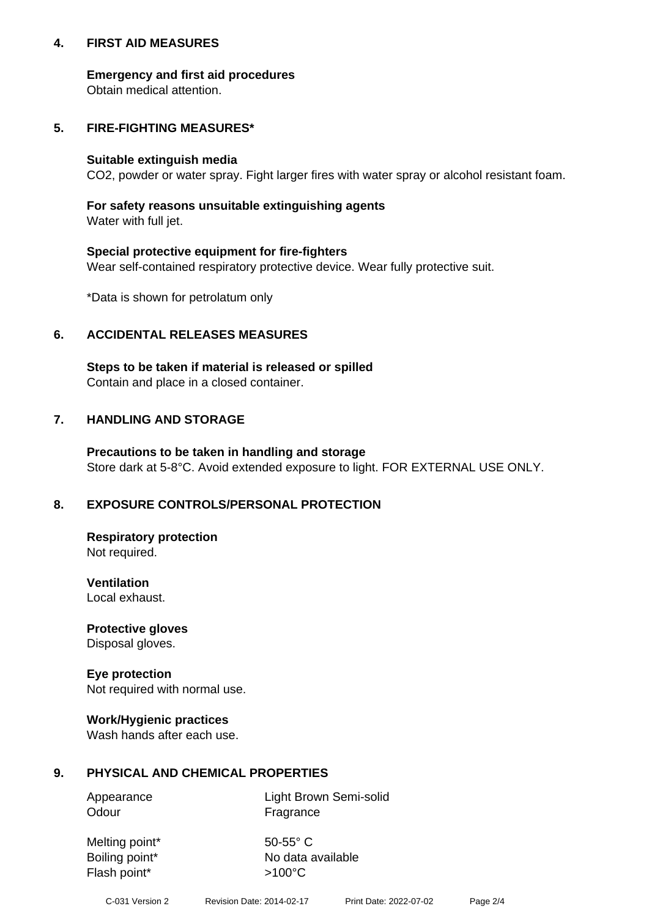## 4. FIRST AID MEASURES

**Emergency and first aid procedures**
Obtain medical attention.

## 5. FIRE-FIGHTING MEASURES*

**Suitable extinguish media**
$CO_2$, powder or water spray. Fight larger fires with water spray or alcohol resistant foam.

**For safety reasons unsuitable extinguishing agents**
Water with full jet.

**Special protective equipment for fire-fighters**
Wear self-contained respiratory protective device. Wear fully protective suit.

*Data is shown for petrolatum only

## 6. ACCIDENTAL RELEASES MEASURES

**Steps to be taken if material is released or spilled**
Contain and place in a closed container.

## 7. HANDLING AND STORAGE

**Precautions to be taken in handling and storage**
Store dark at 5-8°C. Avoid extended exposure to light. FOR EXTERNAL USE ONLY.

## 8. EXPOSURE CONTROLS/PERSONAL PROTECTION

**Respiratory protection**
Not required.

**Ventilation**
Local exhaust.

**Protective gloves**
Disposal gloves.

**Eye protection**
Not required with normal use.

**Work/Hygienic practices**
Wash hands after each use.

## 9. PHYSICAL AND CHEMICAL PROPERTIES

| | |
|---|---|
| Appearance | Light Brown Semi-solid |
| Odour | Fragrance |
| Melting point* | 50-55° C |
| Boiling point* | No data available |
| Flash point* | >100°C |

C-031 Version 2 Revision Date: 2014-02-17 Print Date: 2022-07-02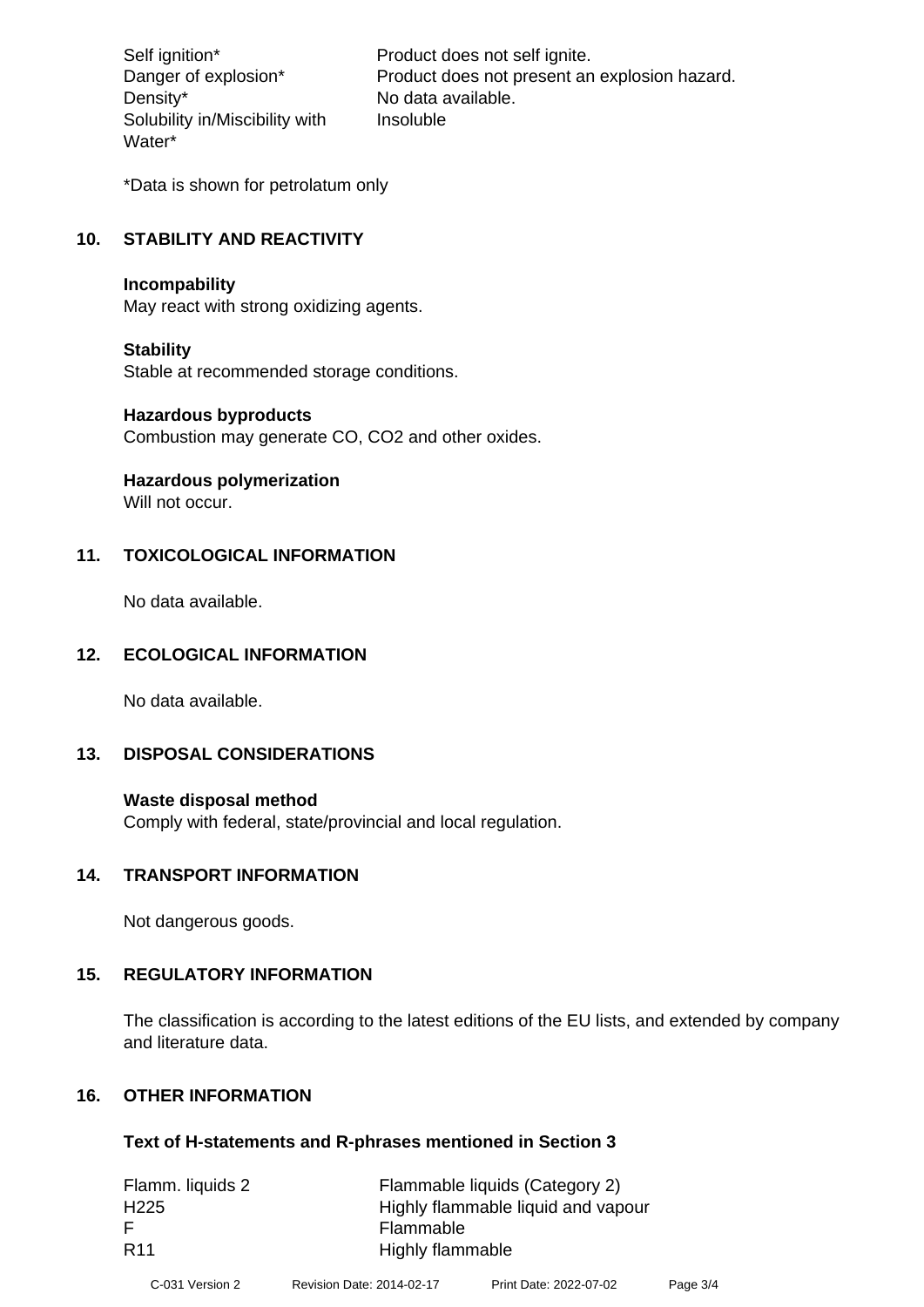| | |
|---|---|
| Self ignition* | Product does not self ignite. |
| Danger of explosion* | Product does not present an explosion hazard. |
| Density* | No data available. |
| Solubility in/Miscibility with Water* | Insoluble |

*Data is shown for petrolatum only

## 10. STABILITY AND REACTIVITY

**Incompability**
May react with strong oxidizing agents.

**Stability**
Stable at recommended storage conditions.

**Hazardous byproducts**
Combustion may generate CO, $CO_2$ and other oxides.

**Hazardous polymerization**
Will not occur.

## 11. TOXICOLOGICAL INFORMATION

No data available.

## 12. ECOLOGICAL INFORMATION

No data available.

## 13. DISPOSAL CONSIDERATIONS

**Waste disposal method**
Comply with federal, state/provincial and local regulation.

## 14. TRANSPORT INFORMATION

Not dangerous goods.

## 15. REGULATORY INFORMATION

The classification is according to the latest editions of the EU lists, and extended by company and literature data.

## 16. OTHER INFORMATION

**Text of H-statements and R-phrases mentioned in Section 3**

| | |
|---|---|
| Flamm. liquids 2 | Flammable liquids (Category 2) |
| H225 | Highly flammable liquid and vapour |
| F | Flammable |
| R11 | Highly flammable |

C-031 Version 2   Revision Date: 2014-02-17   Print Date: 2022-07-02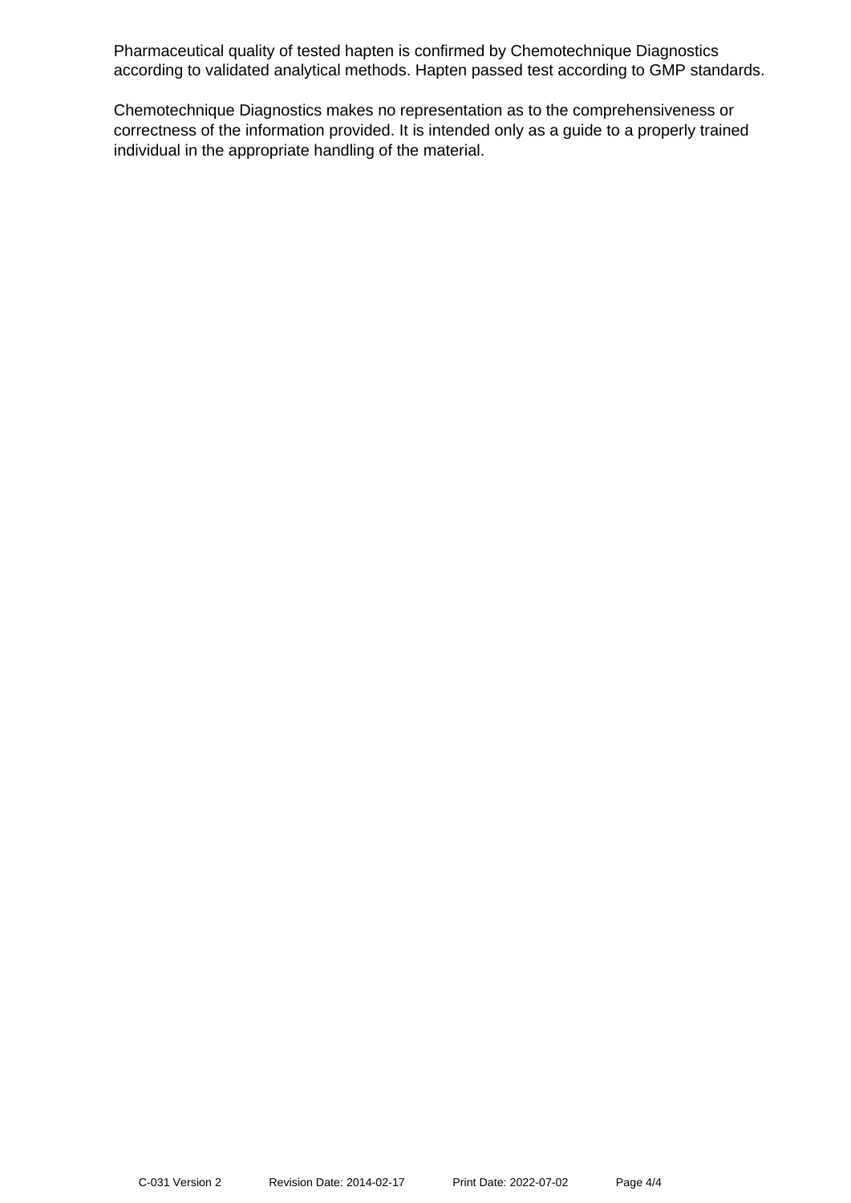Pharmaceutical quality of tested hapten is confirmed by Chemotechnique Diagnostics according to validated analytical methods. Hapten passed test according to GMP standards.

Chemotechnique Diagnostics makes no representation as to the comprehensiveness or correctness of the information provided. It is intended only as a guide to a properly trained individual in the appropriate handling of the material.